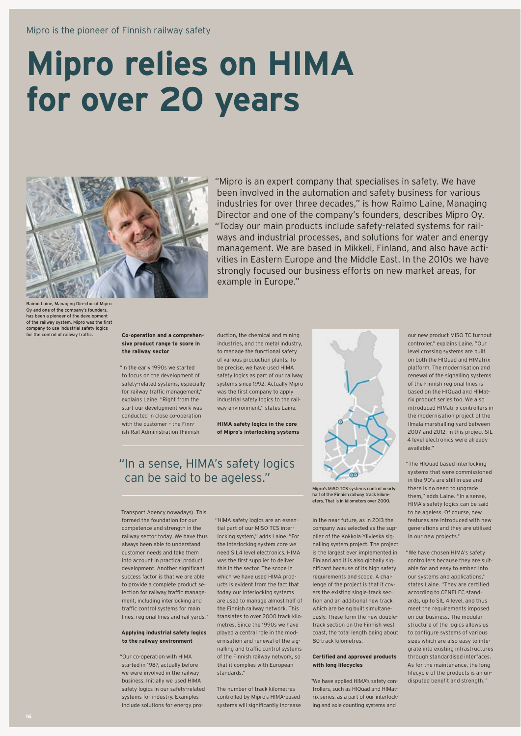Mipro is the pioneer of Finnish railway safety

# Mipro relies on HIMA for over 20 years

"Mipro is an expert company that specialises in safety. We have been involved in the automation and safety business for various industries for over three decades," is how Raimo Laine, Managing Director and one of the company's founders, describes Mipro Oy. "Today our main products include safety-related systems for railways and industrial processes, and solutions for water and energy management. We are based in Mikkeli, Finland, and also have activities in Eastern Europe and the Middle East. In the 2010s we have strongly focused our business efforts on new market areas, for example in Europe."

Raimo Laine, Managing Director of Mipro Oy and one of the company's founders, has been a pioneer of the development of the railway system. Mipro was the first company to use industrial safety logics for the control of railway traffic.

**Co-operation and a comprehensive product range to score in the railway sector**

"In the early 1990s we started to focus on the development of safety-related systems, especially for railway traffic management," explains Laine. "Right from the start our development work was conducted in close co-operation with the customer – the Finnish Rail Administration (Finnish Transport Agency nowadays). This formed the foundation for our competence and strength in the railway sector today. We have thus always been able to understand customer needs and take them into account in practical product development. Another significant success factor is that we are able to provide a complete product selection for railway traffic management, including interlocking and traffic control systems for main lines, regional lines and rail yards."

**Applying industrial safety logics to the railway environment**

"Our co-operation with HIMA started in 1987, actually before we were involved in the railway business. Initially we used HIMA safety logics in our safety-related systems for industry. Examples include solutions for energy production, the chemical and mining industries, and the metal industry, to manage the functional safety of various production plants. To be precise, we have used HIMA safety logics as part of our railway systems since 1992. Actually Mipro was the first company to apply industrial safety logics to the railway environment," states Laine.

**HIMA safety logics in the core of Mipro's interlocking systems**

> "In a sense, HIMA's safety logics can be said to be ageless."

"HIMA safety logics are an essential part of our MiSO TCS interlocking system," adds Laine. "For the interlocking system core we need SIL4 level electronics. HIMA was the first supplier to deliver this in the sector. The scope in which we have used HIMA products is evident from the fact that today our interlocking systems are used to manage almost half of the Finnish railway network. This translates to over 2000 track kilometres. Since the 1990s we have played a central role in the modernisation and renewal of the signalling and traffic control systems of the Finnish railway network, so that it complies with European standards."

The number of track kilometres controlled by Mipro's HIMA-based systems will significantly increase in the near future, as in 2013 the company was selected as the supplier of the Kokkola-Ylivieska signalling system project. The project is the largest ever implemented in Finland and it is also globally significant because of its high safety requirements and scope. A challenge of the project is that it covers the existing single-track section and an additional new track which are being built simultaneously. These form the new double-track section on the Finnish west coast, the total length being about 80 track kilometres.

Mipro's MiSO TCS systems control nearly half of the Finnish railway track kilometers. That is in kilometers over 2000.

**Certified and approved products with long lifecycles**

"We have applied HIMA's safety controllers, such as HIQuad and HIMatrix series, as a part of our interlocking and axle counting systems and our new product MiSO TC turnout controller," explains Laine. "Our level crossing systems are built on both the HIQuad and HIMatrix platform. The modernisation and renewal of the signalling systems of the Finnish regional lines is based on the HIQuad and HIMatrix product series too. We also introduced HIMatrix controllers in the modernisation project of the Ilmala marshalling yard between 2007 and 2012; in this project SIL 4 level electronics were already available."

"The HIQuad based interlocking systems that were commissioned in the 90's are still in use and there is no need to upgrade them," adds Laine. "In a sense, HIMA's safety logics can be said to be ageless. Of course, new features are introduced with new generations and they are utilised in our new projects."

"We have chosen HIMA's safety controllers because they are suitable for and easy to embed into our systems and applications," states Laine. "They are certified according to CENELEC standards, up to SIL 4 level, and thus meet the requirements imposed on our business. The modular structure of the logics allows us to configure systems of various sizes which are also easy to integrate into existing infrastructures through standardised interfaces. As for the maintenance, the long lifecycle of the products is an undisputed benefit and strength."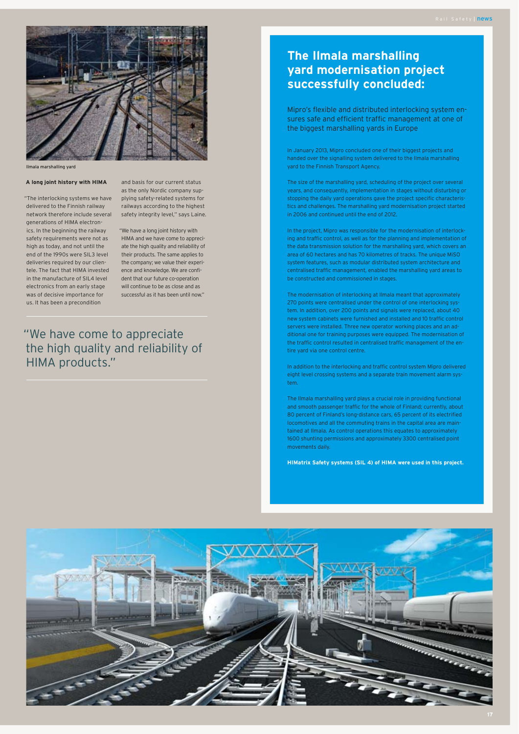Ilmala marshalling yard

**A long joint history with HIMA**

"The interlocking systems we have delivered to the Finnish railway network therefore include several generations of HIMA electronics. In the beginning the railway safety requirements were not as high as today, and not until the end of the 1990s were SIL3 level deliveries required by our clientele. The fact that HIMA invested in the manufacture of SIL4 level electronics from an early stage was of decisive importance for us. It has been a precondition and basis for our current status as the only Nordic company supplying safety-related systems for railways according to the highest safety integrity level," says Laine.

"We have a long joint history with HIMA and we have come to appreciate the high quality and reliability of their products. The same applies to the company; we value their experience and knowledge. We are confident that our future co-operation will continue to be as close and as successful as it has been until now."

"We have come to appreciate the high quality and reliability of HIMA products."

## The Ilmala marshalling yard modernisation project successfully concluded:

Mipro's flexible and distributed interlocking system ensures safe and efficient traffic management at one of the biggest marshalling yards in Europe

In January 2013, Mipro concluded one of their biggest projects and handed over the signalling system delivered to the Ilmala marshalling yard to the Finnish Transport Agency.

The size of the marshalling yard, scheduling of the project over several years, and consequently, implementation in stages without disturbing or stopping the daily yard operations gave the project specific characteristics and challenges. The marshalling yard modernisation project started in 2006 and continued until the end of 2012.

In the project, Mipro was responsible for the modernisation of interlocking and traffic control, as well as for the planning and implementation of the data transmission solution for the marshalling yard, which covers an area of 60 hectares and has 70 kilometres of tracks. The unique MiSO system features, such as modular distributed system architecture and centralised traffic management, enabled the marshalling yard areas to be constructed and commissioned in stages.

The modernisation of interlocking at Ilmala meant that approximately 270 points were centralised under the control of one interlocking system. In addition, over 200 points and signals were replaced, about 40 new system cabinets were furnished and installed and 10 traffic control servers were installed. Three new operator working places and an additional one for training purposes were equipped. The modernisation of the traffic control resulted in centralised traffic management of the entire yard via one control centre.

In addition to the interlocking and traffic control system Mipro delivered eight level crossing systems and a separate train movement alarm system.

The Ilmala marshalling yard plays a crucial role in providing functional and smooth passenger traffic for the whole of Finland; currently, about 80 percent of Finland's long-distance cars, 65 percent of its electrified locomotives and all the commuting trains in the capital area are maintained at Ilmala. As control operations this equates to approximately 1600 shunting permissions and approximately 3300 centralised point movements daily.

**HIMatrix Safety systems (SIL 4) of HIMA were used in this project.**